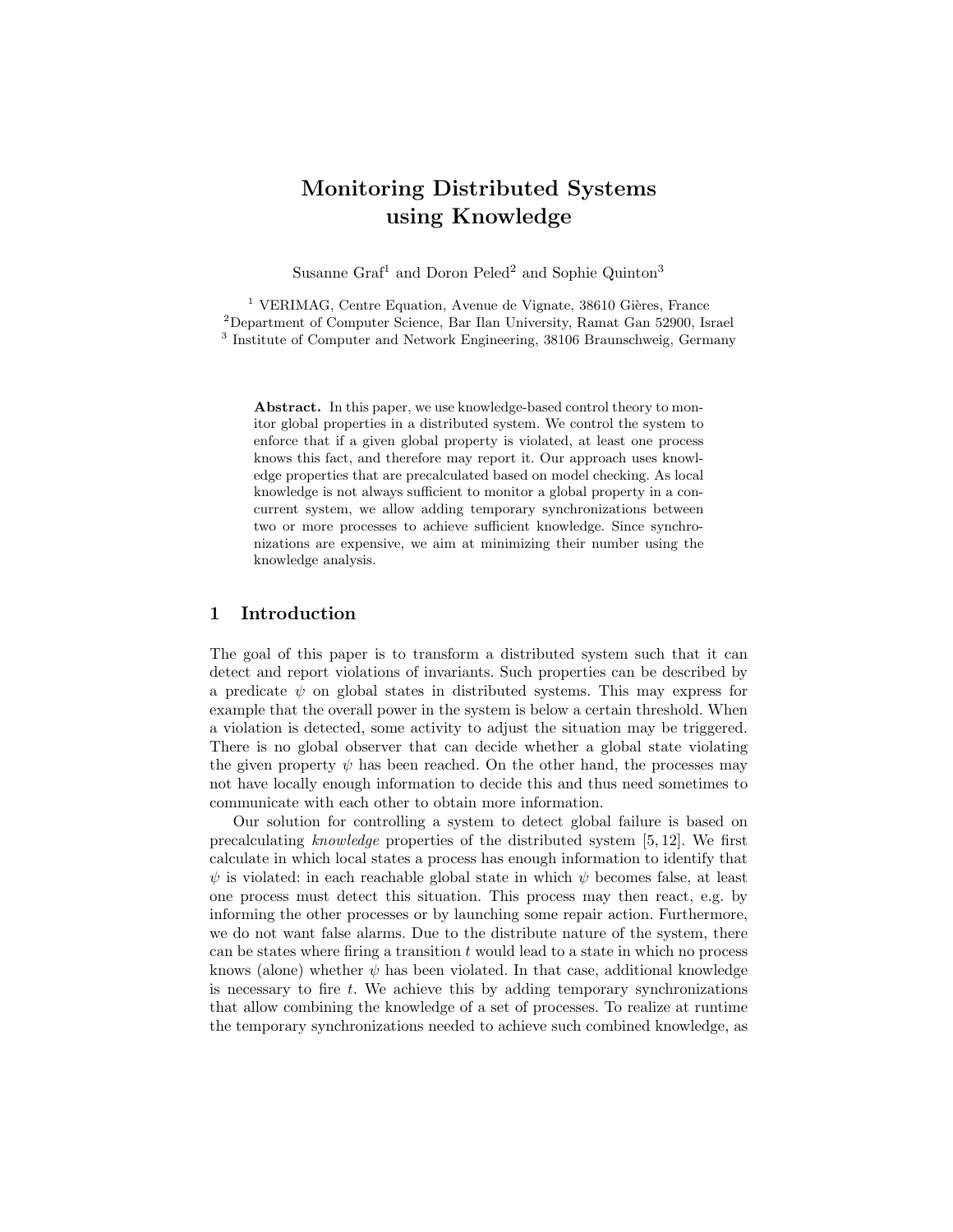# Monitoring Distributed Systems using Knowledge

Susanne Graf[1] and Doron Peled[2] and Sophie Quinton[3]

[1] VERIMAG, Centre Equation, Avenue de Vignate, 38610 Gières, France
[2] Department of Computer Science, Bar Ilan University, Ramat Gan 52900, Israel
[3] Institute of Computer and Network Engineering, 38106 Braunschweig, Germany

**Abstract.** In this paper, we use knowledge-based control theory to monitor global properties in a distributed system. We control the system to enforce that if a given global property is violated, at least one process knows this fact, and therefore may report it. Our approach uses knowledge properties that are precalculated based on model checking. As local knowledge is not always sufficient to monitor a global property in a concurrent system, we allow adding temporary synchronizations between two or more processes to achieve sufficient knowledge. Since synchronizations are expensive, we aim at minimizing their number using the knowledge analysis.

## 1 Introduction

The goal of this paper is to transform a distributed system such that it can detect and report violations of invariants. Such properties can be described by a predicate $\psi$ on global states in distributed systems. This may express for example that the overall power in the system is below a certain threshold. When a violation is detected, some activity to adjust the situation may be triggered. There is no global observer that can decide whether a global state violating the given property $\psi$ has been reached. On the other hand, the processes may not have locally enough information to decide this and thus need sometimes to communicate with each other to obtain more information.

Our solution for controlling a system to detect global failure is based on precalculating *knowledge* properties of the distributed system [5, 12]. We first calculate in which local states a process has enough information to identify that $\psi$ is violated: in each reachable global state in which $\psi$ becomes false, at least one process must detect this situation. This process may then react, e.g. by informing the other processes or by launching some repair action. Furthermore, we do not want false alarms. Due to the distribute nature of the system, there can be states where firing a transition $t$ would lead to a state in which no process knows (alone) whether $\psi$ has been violated. In that case, additional knowledge is necessary to fire $t$. We achieve this by adding temporary synchronizations that allow combining the knowledge of a set of processes. To realize at runtime the temporary synchronizations needed to achieve such combined knowledge, as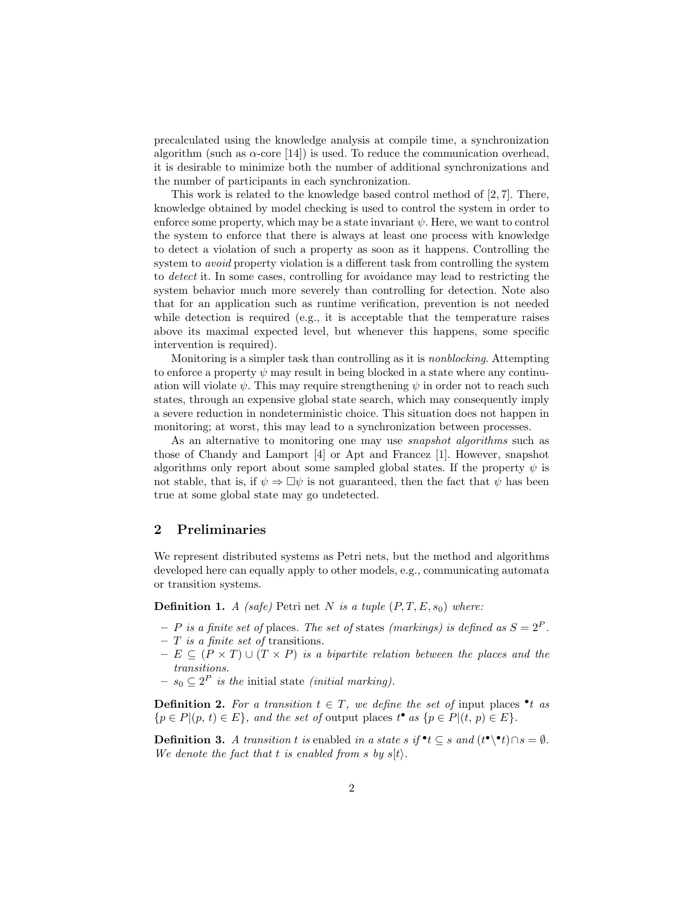precalculated using the knowledge analysis at compile time, a synchronization algorithm (such as $\alpha$-core [14]) is used. To reduce the communication overhead, it is desirable to minimize both the number of additional synchronizations and the number of participants in each synchronization.

This work is related to the knowledge based control method of [2, 7]. There, knowledge obtained by model checking is used to control the system in order to enforce some property, which may be a state invariant $\psi$. Here, we want to control the system to enforce that there is always at least one process with knowledge to detect a violation of such a property as soon as it happens. Controlling the system to *avoid* property violation is a different task from controlling the system to *detect* it. In some cases, controlling for avoidance may lead to restricting the system behavior much more severely than controlling for detection. Note also that for an application such as runtime verification, prevention is not needed while detection is required (e.g., it is acceptable that the temperature raises above its maximal expected level, but whenever this happens, some specific intervention is required).

Monitoring is a simpler task than controlling as it is *nonblocking*. Attempting to enforce a property $\psi$ may result in being blocked in a state where any continuation will violate $\psi$. This may require strengthening $\psi$ in order not to reach such states, through an expensive global state search, which may consequently imply a severe reduction in nondeterministic choice. This situation does not happen in monitoring; at worst, this may lead to a synchronization between processes.

As an alternative to monitoring one may use *snapshot algorithms* such as those of Chandy and Lamport [4] or Apt and Francez [1]. However, snapshot algorithms only report about some sampled global states. If the property $\psi$ is not stable, that is, if $\psi \Rightarrow \Box\psi$ is not guaranteed, then the fact that $\psi$ has been true at some global state may go undetected.

## 2 Preliminaries

We represent distributed systems as Petri nets, but the method and algorithms developed here can equally apply to other models, e.g., communicating automata or transition systems.

**Definition 1.** *A (safe)* Petri net *$N$ is a tuple $(P, T, E, s_0)$ where:*

- *$P$ is a finite set of* places. *The set of* states *(markings) is defined as $S = 2^P$.*
- *$T$ is a finite set of* transitions.
- *$E \subseteq (P \times T) \cup (T \times P)$ is a bipartite relation between the places and the transitions.*
- *$s_0 \subseteq 2^P$ is the* initial state *(initial marking).*

**Definition 2.** *For a transition $t \in T$, we define the set of* input places *${}^\bullet t$ as $\{p \in P | (p, t) \in E\}$, and the set of* output places *$t^\bullet$ as $\{p \in P | (t, p) \in E\}$.*

**Definition 3.** *A transition $t$ is* enabled *in a state $s$ if ${}^\bullet t \subseteq s$ and $(t^\bullet \setminus {}^\bullet t) \cap s = \emptyset$. We denote the fact that $t$ is enabled from $s$ by $s[t\rangle$.*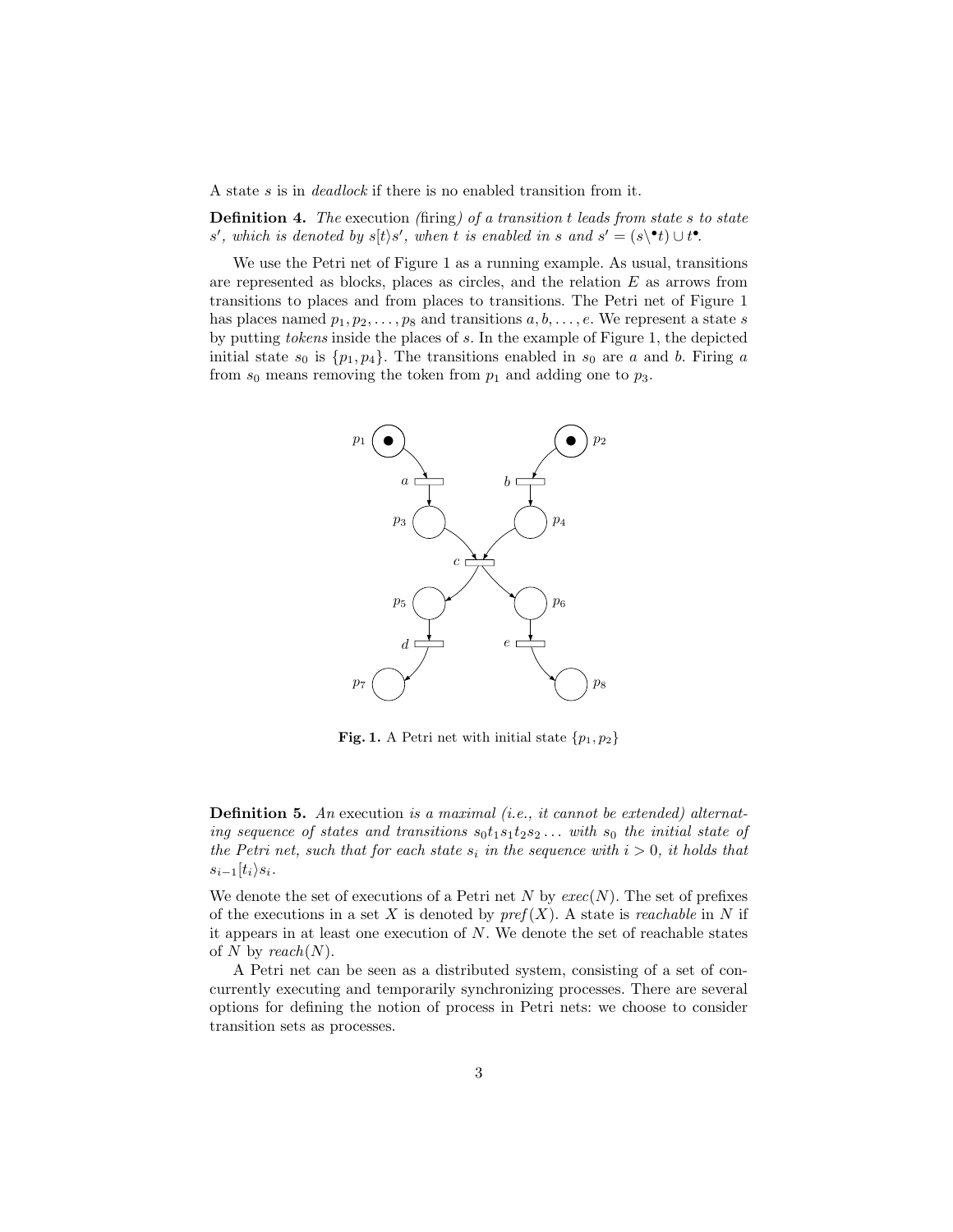A state $s$ is in *deadlock* if there is no enabled transition from it.

**Definition 4.** *The* execution *(*firing*) of a transition $t$ leads from state $s$ to state $s'$, which is denoted by $s[t\rangle s'$, when $t$ is enabled in $s$ and $s' = (s \backslash {}^{\bullet}t) \cup t^{\bullet}$.*

We use the Petri net of Figure 1 as a running example. As usual, transitions are represented as blocks, places as circles, and the relation $E$ as arrows from transitions to places and from places to transitions. The Petri net of Figure 1 has places named $p_1, p_2, \ldots, p_8$ and transitions $a, b, \ldots, e$. We represent a state $s$ by putting *tokens* inside the places of $s$. In the example of Figure 1, the depicted initial state $s_0$ is $\{p_1, p_4\}$. The transitions enabled in $s_0$ are $a$ and $b$. Firing $a$ from $s_0$ means removing the token from $p_1$ and adding one to $p_3$.

**Fig. 1.** A Petri net with initial state $\{p_1, p_2\}$

**Definition 5.** *An* execution *is a maximal (i.e., it cannot be extended) alternating sequence of states and transitions $s_0 t_1 s_1 t_2 s_2 \ldots$ with $s_0$ the initial state of the Petri net, such that for each state $s_i$ in the sequence with $i > 0$, it holds that $s_{i-1}[t_i\rangle s_i$.*

We denote the set of executions of a Petri net $N$ by $exec(N)$. The set of prefixes of the executions in a set $X$ is denoted by $pref(X)$. A state is *reachable* in $N$ if it appears in at least one execution of $N$. We denote the set of reachable states of $N$ by $reach(N)$.

A Petri net can be seen as a distributed system, consisting of a set of concurrently executing and temporarily synchronizing processes. There are several options for defining the notion of process in Petri nets: we choose to consider transition sets as processes.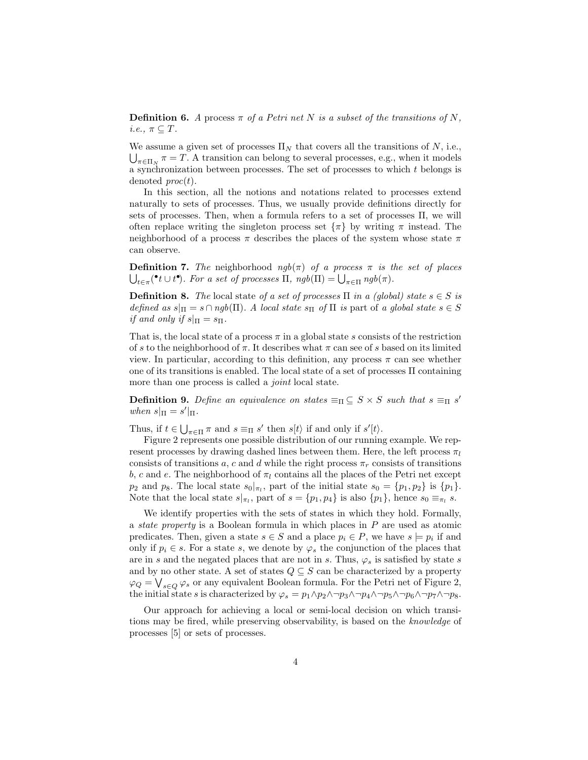**Definition 6.** *A* process $\pi$ *of a Petri net* $N$ *is a subset of the transitions of* $N$*, i.e.,* $\pi \subseteq T$.

We assume a given set of processes $\Pi_N$ that covers all the transitions of $N$, i.e., $\bigcup_{\pi \in \Pi_N} \pi = T$. A transition can belong to several processes, e.g., when it models a synchronization between processes. The set of processes to which $t$ belongs is denoted $proc(t)$.

In this section, all the notions and notations related to processes extend naturally to sets of processes. Thus, we usually provide definitions directly for sets of processes. Then, when a formula refers to a set of processes $\Pi$, we will often replace writing the singleton process set $\{\pi\}$ by writing $\pi$ instead. The neighborhood of a process $\pi$ describes the places of the system whose state $\pi$ can observe.

**Definition 7.** *The* neighborhood $ngb(\pi)$ *of a process* $\pi$ *is the set of places* $\bigcup_{t \in \pi}({}^\bullet t \cup t^\bullet)$. *For a set of processes* $\Pi$, $ngb(\Pi) = \bigcup_{\pi \in \Pi} ngb(\pi)$.

**Definition 8.** *The* local state *of a set of processes* $\Pi$ *in a (global) state* $s \in S$ *is defined as* $s|_\Pi = s \cap ngb(\Pi)$. *A local state* $s_\Pi$ *of* $\Pi$ *is* part of *a global state* $s \in S$ *if and only if* $s|_\Pi = s_\Pi$.

That is, the local state of a process $\pi$ in a global state $s$ consists of the restriction of $s$ to the neighborhood of $\pi$. It describes what $\pi$ can see of $s$ based on its limited view. In particular, according to this definition, any process $\pi$ can see whether one of its transitions is enabled. The local state of a set of processes $\Pi$ containing more than one process is called a *joint* local state.

**Definition 9.** *Define an equivalence on states* $\equiv_\Pi \subseteq S \times S$ *such that* $s \equiv_\Pi s'$ *when* $s|_\Pi = s'|_\Pi$.

Thus, if $t \in \bigcup_{\pi \in \Pi} \pi$ and $s \equiv_\Pi s'$ then $s[t\rangle$ if and only if $s'[t\rangle$.

Figure 2 represents one possible distribution of our running example. We represent processes by drawing dashed lines between them. Here, the left process $\pi_l$ consists of transitions $a$, $c$ and $d$ while the right process $\pi_r$ consists of transitions $b$, $c$ and $e$. The neighborhood of $\pi_l$ contains all the places of the Petri net except $p_2$ and $p_8$. The local state $s_0|_{\pi_l}$, part of the initial state $s_0 = \{p_1, p_2\}$ is $\{p_1\}$. Note that the local state $s|_{\pi_l}$, part of $s = \{p_1, p_4\}$ is also $\{p_1\}$, hence $s_0 \equiv_{\pi_l} s$.

We identify properties with the sets of states in which they hold. Formally, a *state property* is a Boolean formula in which places in $P$ are used as atomic predicates. Then, given a state $s \in S$ and a place $p_i \in P$, we have $s \models p_i$ if and only if $p_i \in s$. For a state $s$, we denote by $\varphi_s$ the conjunction of the places that are in $s$ and the negated places that are not in $s$. Thus, $\varphi_s$ is satisfied by state $s$ and by no other state. A set of states $Q \subseteq S$ can be characterized by a property $\varphi_Q = \bigvee_{s \in Q} \varphi_s$ or any equivalent Boolean formula. For the Petri net of Figure 2, the initial state $s$ is characterized by $\varphi_s = p_1 \wedge p_2 \wedge \neg p_3 \wedge \neg p_4 \wedge \neg p_5 \wedge \neg p_6 \wedge \neg p_7 \wedge \neg p_8$.

Our approach for achieving a local or semi-local decision on which transitions may be fired, while preserving observability, is based on the *knowledge* of processes [5] or sets of processes.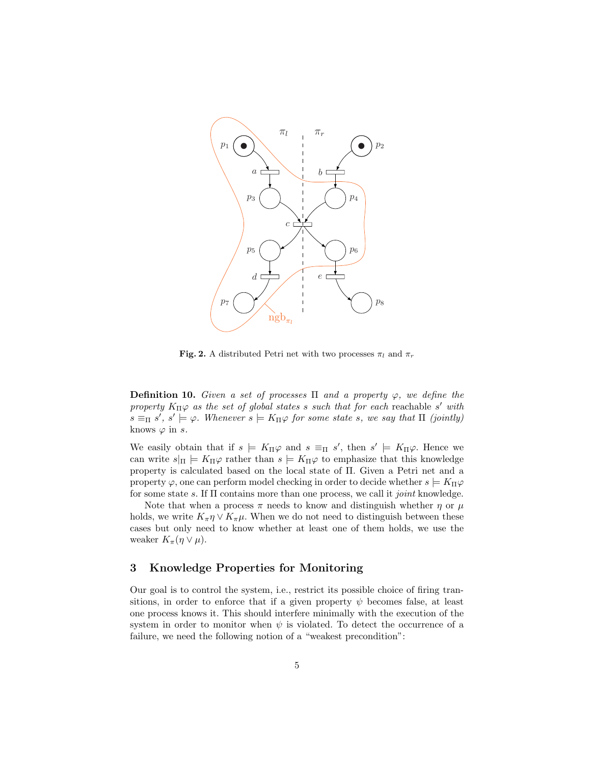**Fig. 2.** A distributed Petri net with two processes $\pi_l$ and $\pi_r$

**Definition 10.** *Given a set of processes* $\Pi$ *and a property* $\varphi$*, we define the property* $K_\Pi\varphi$ *as the set of global states* $s$ *such that for each* reachable $s'$ *with* $s \equiv_\Pi s'$, $s' \models \varphi$. *Whenever* $s \models K_\Pi\varphi$ *for some state* $s$*, we say that* $\Pi$ *(jointly)* knows $\varphi$ in $s$.

We easily obtain that if $s \models K_\Pi\varphi$ and $s \equiv_\Pi s'$, then $s' \models K_\Pi\varphi$. Hence we can write $s|_\Pi \models K_\Pi\varphi$ rather than $s \models K_\Pi\varphi$ to emphasize that this knowledge property is calculated based on the local state of $\Pi$. Given a Petri net and a property $\varphi$, one can perform model checking in order to decide whether $s \models K_\Pi\varphi$ for some state $s$. If $\Pi$ contains more than one process, we call it *joint* knowledge.

Note that when a process $\pi$ needs to know and distinguish whether $\eta$ or $\mu$ holds, we write $K_\pi\eta \vee K_\pi\mu$. When we do not need to distinguish between these cases but only need to know whether at least one of them holds, we use the weaker $K_\pi(\eta \vee \mu)$.

## 3 Knowledge Properties for Monitoring

Our goal is to control the system, i.e., restrict its possible choice of firing transitions, in order to enforce that if a given property $\psi$ becomes false, at least one process knows it. This should interfere minimally with the execution of the system in order to monitor when $\psi$ is violated. To detect the occurrence of a failure, we need the following notion of a "weakest precondition":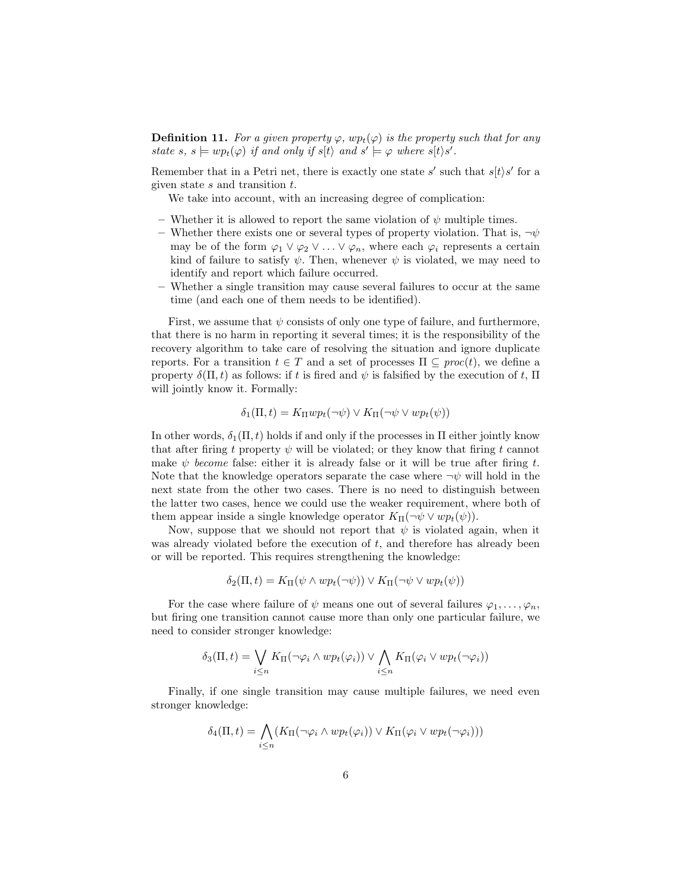**Definition 11.** *For a given property $\varphi$, $wp_t(\varphi)$ is the property such that for any state $s$, $s \models wp_t(\varphi)$ if and only if $s[t\rangle$ and $s' \models \varphi$ where $s[t\rangle s'$.*

Remember that in a Petri net, there is exactly one state $s'$ such that $s[t\rangle s'$ for a given state $s$ and transition $t$.

We take into account, with an increasing degree of complication:

- Whether it is allowed to report the same violation of $\psi$ multiple times.
- Whether there exists one or several types of property violation. That is, $\neg\psi$ may be of the form $\varphi_1 \vee \varphi_2 \vee \ldots \vee \varphi_n$, where each $\varphi_i$ represents a certain kind of failure to satisfy $\psi$. Then, whenever $\psi$ is violated, we may need to identify and report which failure occurred.
- Whether a single transition may cause several failures to occur at the same time (and each one of them needs to be identified).

First, we assume that $\psi$ consists of only one type of failure, and furthermore, that there is no harm in reporting it several times; it is the responsibility of the recovery algorithm to take care of resolving the situation and ignore duplicate reports. For a transition $t \in T$ and a set of processes $\Pi \subseteq proc(t)$, we define a property $\delta(\Pi, t)$ as follows: if $t$ is fired and $\psi$ is falsified by the execution of $t$, $\Pi$ will jointly know it. Formally:

$$\delta_1(\Pi, t) = K_\Pi wp_t(\neg\psi) \vee K_\Pi(\neg\psi \vee wp_t(\psi))$$

In other words, $\delta_1(\Pi, t)$ holds if and only if the processes in $\Pi$ either jointly know that after firing $t$ property $\psi$ will be violated; or they know that firing $t$ cannot make $\psi$ *become* false: either it is already false or it will be true after firing $t$. Note that the knowledge operators separate the case where $\neg\psi$ will hold in the next state from the other two cases. There is no need to distinguish between the latter two cases, hence we could use the weaker requirement, where both of them appear inside a single knowledge operator $K_\Pi(\neg\psi \vee wp_t(\psi))$.

Now, suppose that we should not report that $\psi$ is violated again, when it was already violated before the execution of $t$, and therefore has already been or will be reported. This requires strengthening the knowledge:

$$\delta_2(\Pi, t) = K_\Pi(\psi \wedge wp_t(\neg\psi)) \vee K_\Pi(\neg\psi \vee wp_t(\psi))$$

For the case where failure of $\psi$ means one out of several failures $\varphi_1, \ldots, \varphi_n$, but firing one transition cannot cause more than only one particular failure, we need to consider stronger knowledge:

$$\delta_3(\Pi, t) = \bigvee_{i \leq n} K_\Pi(\neg\varphi_i \wedge wp_t(\varphi_i)) \vee \bigwedge_{i \leq n} K_\Pi(\varphi_i \vee wp_t(\neg\varphi_i))$$

Finally, if one single transition may cause multiple failures, we need even stronger knowledge:

$$\delta_4(\Pi, t) = \bigwedge_{i \leq n} (K_\Pi(\neg\varphi_i \wedge wp_t(\varphi_i)) \vee K_\Pi(\varphi_i \vee wp_t(\neg\varphi_i)))$$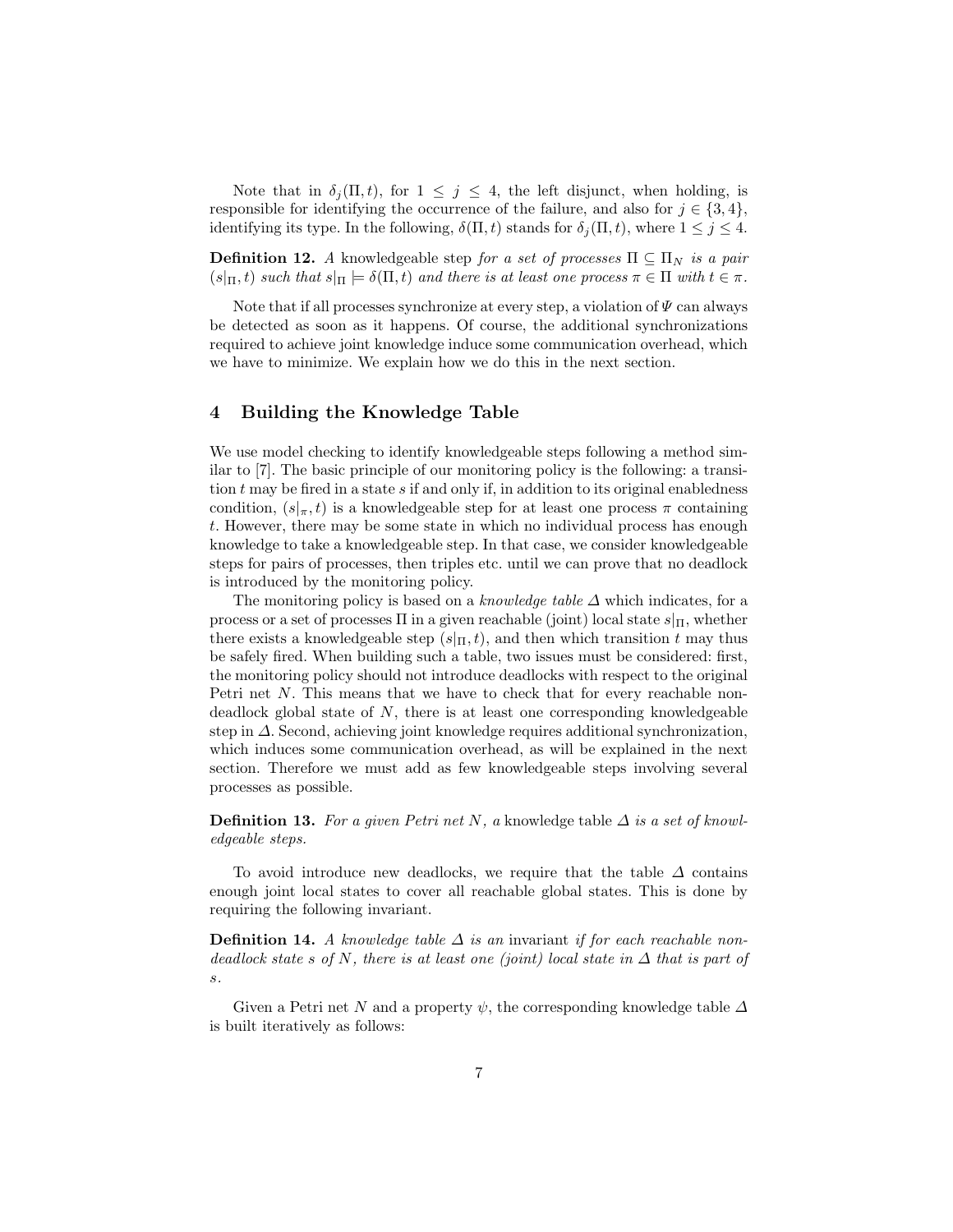Note that in $\delta_j(\Pi, t)$, for $1 \leq j \leq 4$, the left disjunct, when holding, is responsible for identifying the occurrence of the failure, and also for $j \in \{3, 4\}$, identifying its type. In the following, $\delta(\Pi, t)$ stands for $\delta_j(\Pi, t)$, where $1 \leq j \leq 4$.

**Definition 12.** *A* knowledgeable step *for a set of processes $\Pi \subseteq \Pi_N$ is a pair $(s|_\Pi, t)$ such that $s|_\Pi \models \delta(\Pi, t)$ and there is at least one process $\pi \in \Pi$ with $t \in \pi$.*

Note that if all processes synchronize at every step, a violation of $\Psi$ can always be detected as soon as it happens. Of course, the additional synchronizations required to achieve joint knowledge induce some communication overhead, which we have to minimize. We explain how we do this in the next section.

## 4 Building the Knowledge Table

We use model checking to identify knowledgeable steps following a method similar to [7]. The basic principle of our monitoring policy is the following: a transition $t$ may be fired in a state $s$ if and only if, in addition to its original enabledness condition, $(s|_\pi, t)$ is a knowledgeable step for at least one process $\pi$ containing $t$. However, there may be some state in which no individual process has enough knowledge to take a knowledgeable step. In that case, we consider knowledgeable steps for pairs of processes, then triples etc. until we can prove that no deadlock is introduced by the monitoring policy.

The monitoring policy is based on a *knowledge table* $\Delta$ which indicates, for a process or a set of processes $\Pi$ in a given reachable (joint) local state $s|_\Pi$, whether there exists a knowledgeable step $(s|_\Pi, t)$, and then which transition $t$ may thus be safely fired. When building such a table, two issues must be considered: first, the monitoring policy should not introduce deadlocks with respect to the original Petri net $N$. This means that we have to check that for every reachable non-deadlock global state of $N$, there is at least one corresponding knowledgeable step in $\Delta$. Second, achieving joint knowledge requires additional synchronization, which induces some communication overhead, as will be explained in the next section. Therefore we must add as few knowledgeable steps involving several processes as possible.

**Definition 13.** *For a given Petri net $N$, a* knowledge table *$\Delta$ is a set of knowledgeable steps.*

To avoid introduce new deadlocks, we require that the table $\Delta$ contains enough joint local states to cover all reachable global states. This is done by requiring the following invariant.

**Definition 14.** *A knowledge table $\Delta$ is an* invariant *if for each reachable non-deadlock state $s$ of $N$, there is at least one (joint) local state in $\Delta$ that is part of $s$.*

Given a Petri net $N$ and a property $\psi$, the corresponding knowledge table $\Delta$ is built iteratively as follows: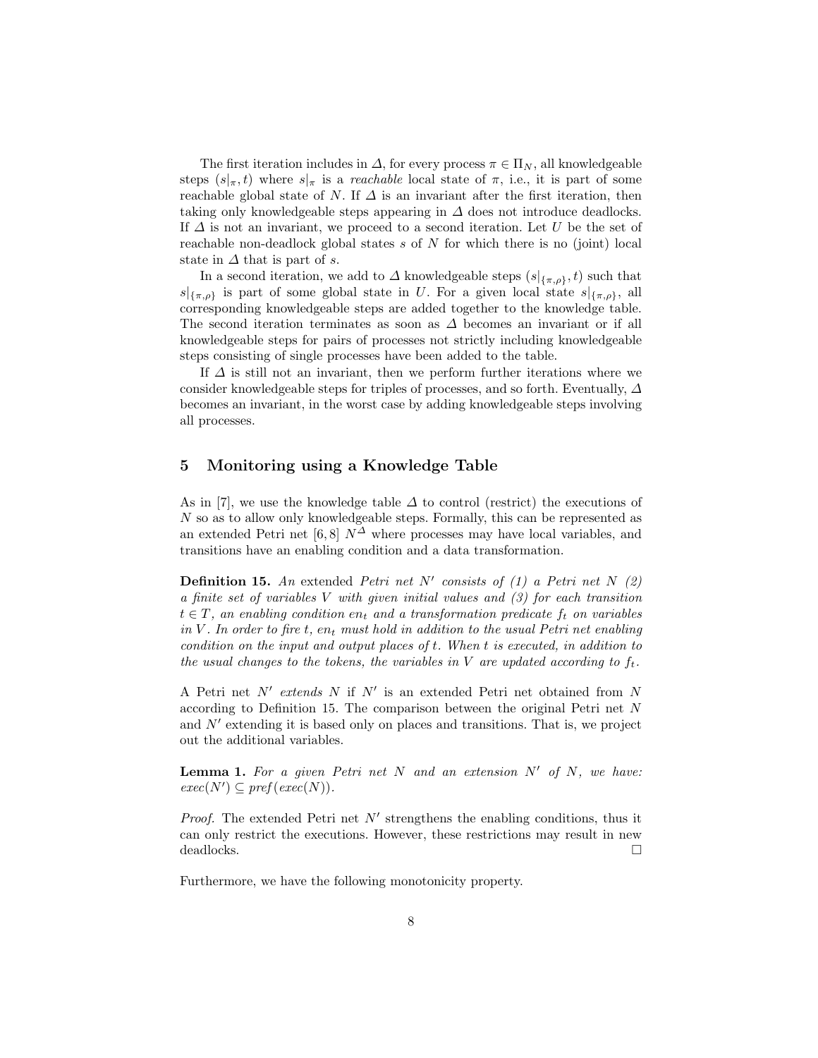The first iteration includes in $\Delta$, for every process $\pi \in \Pi_N$, all knowledgeable steps $(s|_\pi, t)$ where $s|_\pi$ is a *reachable* local state of $\pi$, i.e., it is part of some reachable global state of $N$. If $\Delta$ is an invariant after the first iteration, then taking only knowledgeable steps appearing in $\Delta$ does not introduce deadlocks. If $\Delta$ is not an invariant, we proceed to a second iteration. Let $U$ be the set of reachable non-deadlock global states $s$ of $N$ for which there is no (joint) local state in $\Delta$ that is part of $s$.

In a second iteration, we add to $\Delta$ knowledgeable steps $(s|_{\{\pi,\rho\}}, t)$ such that $s|_{\{\pi,\rho\}}$ is part of some global state in $U$. For a given local state $s|_{\{\pi,\rho\}}$, all corresponding knowledgeable steps are added together to the knowledge table. The second iteration terminates as soon as $\Delta$ becomes an invariant or if all knowledgeable steps for pairs of processes not strictly including knowledgeable steps consisting of single processes have been added to the table.

If $\Delta$ is still not an invariant, then we perform further iterations where we consider knowledgeable steps for triples of processes, and so forth. Eventually, $\Delta$ becomes an invariant, in the worst case by adding knowledgeable steps involving all processes.

## 5 Monitoring using a Knowledge Table

As in [7], we use the knowledge table $\Delta$ to control (restrict) the executions of $N$ so as to allow only knowledgeable steps. Formally, this can be represented as an extended Petri net [6, 8] $N^\Delta$ where processes may have local variables, and transitions have an enabling condition and a data transformation.

**Definition 15.** *An* extended *Petri net $N'$ consists of (1) a Petri net $N$ (2) a finite set of variables $V$ with given initial values and (3) for each transition $t \in T$, an enabling condition $en_t$ and a transformation predicate $f_t$ on variables in $V$. In order to fire $t$, $en_t$ must hold in addition to the usual Petri net enabling condition on the input and output places of $t$. When $t$ is executed, in addition to the usual changes to the tokens, the variables in $V$ are updated according to $f_t$.*

A Petri net $N'$ *extends* $N$ if $N'$ is an extended Petri net obtained from $N$ according to Definition 15. The comparison between the original Petri net $N$ and $N'$ extending it is based only on places and transitions. That is, we project out the additional variables.

**Lemma 1.** *For a given Petri net $N$ and an extension $N'$ of $N$, we have: $exec(N') \subseteq pref(exec(N))$.*

*Proof.* The extended Petri net $N'$ strengthens the enabling conditions, thus it can only restrict the executions. However, these restrictions may result in new deadlocks. □

Furthermore, we have the following monotonicity property.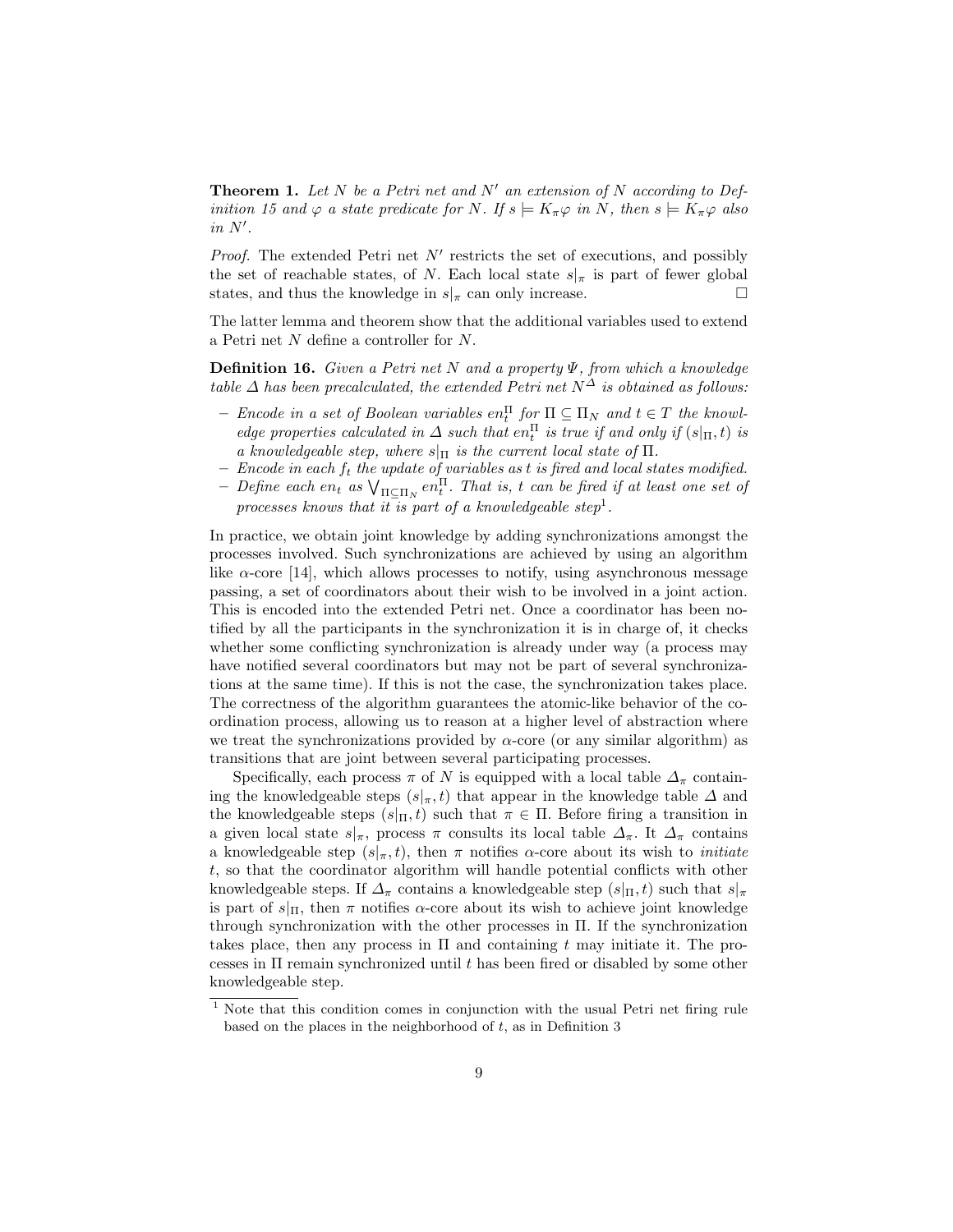**Theorem 1.** *Let $N$ be a Petri net and $N'$ an extension of $N$ according to Definition 15 and $\varphi$ a state predicate for $N$. If $s \models K_\pi \varphi$ in $N$, then $s \models K_\pi \varphi$ also in $N'$.*

*Proof.* The extended Petri net $N'$ restricts the set of executions, and possibly the set of reachable states, of $N$. Each local state $s|_\pi$ is part of fewer global states, and thus the knowledge in $s|_\pi$ can only increase. □

The latter lemma and theorem show that the additional variables used to extend a Petri net $N$ define a controller for $N$.

**Definition 16.** *Given a Petri net $N$ and a property $\Psi$, from which a knowledge table $\Delta$ has been precalculated, the extended Petri net $N^\Delta$ is obtained as follows:*

- *Encode in a set of Boolean variables $en_t^\Pi$ for $\Pi \subseteq \Pi_N$ and $t \in T$ the knowledge properties calculated in $\Delta$ such that $en_t^\Pi$ is true if and only if $(s|_\Pi, t)$ is a knowledgeable step, where $s|_\Pi$ is the current local state of $\Pi$.*
- *Encode in each $f_t$ the update of variables as $t$ is fired and local states modified.*
- *Define each $en_t$ as $\bigvee_{\Pi \subseteq \Pi_N} en_t^\Pi$. That is, $t$ can be fired if at least one set of processes knows that it is part of a knowledgeable step[1].*

In practice, we obtain joint knowledge by adding synchronizations amongst the processes involved. Such synchronizations are achieved by using an algorithm like $\alpha$-core [14], which allows processes to notify, using asynchronous message passing, a set of coordinators about their wish to be involved in a joint action. This is encoded into the extended Petri net. Once a coordinator has been notified by all the participants in the synchronization it is in charge of, it checks whether some conflicting synchronization is already under way (a process may have notified several coordinators but may not be part of several synchronizations at the same time). If this is not the case, the synchronization takes place. The correctness of the algorithm guarantees the atomic-like behavior of the coordination process, allowing us to reason at a higher level of abstraction where we treat the synchronizations provided by $\alpha$-core (or any similar algorithm) as transitions that are joint between several participating processes.

Specifically, each process $\pi$ of $N$ is equipped with a local table $\Delta_\pi$ containing the knowledgeable steps $(s|_\pi, t)$ that appear in the knowledge table $\Delta$ and the knowledgeable steps $(s|_\Pi, t)$ such that $\pi \in \Pi$. Before firing a transition in a given local state $s|_\pi$, process $\pi$ consults its local table $\Delta_\pi$. It $\Delta_\pi$ contains a knowledgeable step $(s|_\pi, t)$, then $\pi$ notifies $\alpha$-core about its wish to *initiate* $t$, so that the coordinator algorithm will handle potential conflicts with other knowledgeable steps. If $\Delta_\pi$ contains a knowledgeable step $(s|_\Pi, t)$ such that $s|_\pi$ is part of $s|_\Pi$, then $\pi$ notifies $\alpha$-core about its wish to achieve joint knowledge through synchronization with the other processes in $\Pi$. If the synchronization takes place, then any process in $\Pi$ and containing $t$ may initiate it. The processes in $\Pi$ remain synchronized until $t$ has been fired or disabled by some other knowledgeable step.

[1] Note that this condition comes in conjunction with the usual Petri net firing rule based on the places in the neighborhood of $t$, as in Definition 3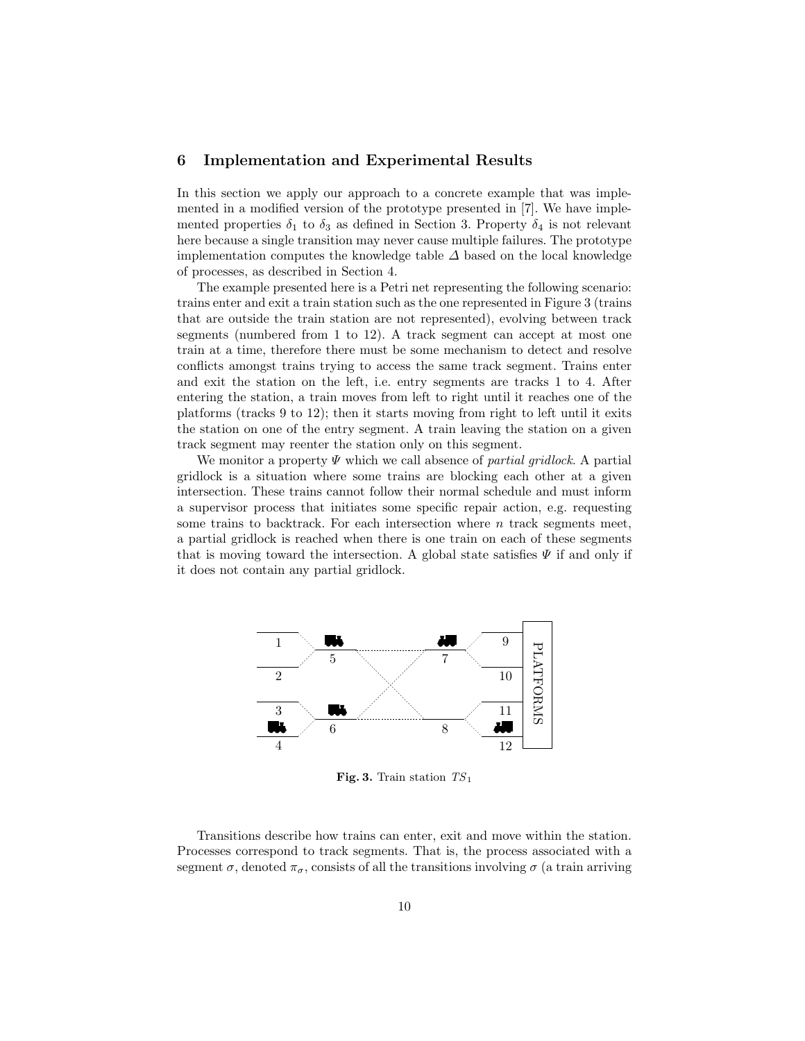## 6 Implementation and Experimental Results

In this section we apply our approach to a concrete example that was implemented in a modified version of the prototype presented in [7]. We have implemented properties $\delta_1$ to $\delta_3$ as defined in Section 3. Property $\delta_4$ is not relevant here because a single transition may never cause multiple failures. The prototype implementation computes the knowledge table $\Delta$ based on the local knowledge of processes, as described in Section 4.

The example presented here is a Petri net representing the following scenario: trains enter and exit a train station such as the one represented in Figure 3 (trains that are outside the train station are not represented), evolving between track segments (numbered from 1 to 12). A track segment can accept at most one train at a time, therefore there must be some mechanism to detect and resolve conflicts amongst trains trying to access the same track segment. Trains enter and exit the station on the left, i.e. entry segments are tracks 1 to 4. After entering the station, a train moves from left to right until it reaches one of the platforms (tracks 9 to 12); then it starts moving from right to left until it exits the station on one of the entry segment. A train leaving the station on a given track segment may reenter the station only on this segment.

We monitor a property $\Psi$ which we call absence of *partial gridlock*. A partial gridlock is a situation where some trains are blocking each other at a given intersection. These trains cannot follow their normal schedule and must inform a supervisor process that initiates some specific repair action, e.g. requesting some trains to backtrack. For each intersection where $n$ track segments meet, a partial gridlock is reached when there is one train on each of these segments that is moving toward the intersection. A global state satisfies $\Psi$ if and only if it does not contain any partial gridlock.

**Fig. 3.** Train station $TS_1$

Transitions describe how trains can enter, exit and move within the station. Processes correspond to track segments. That is, the process associated with a segment $\sigma$, denoted $\pi_\sigma$, consists of all the transitions involving $\sigma$ (a train arriving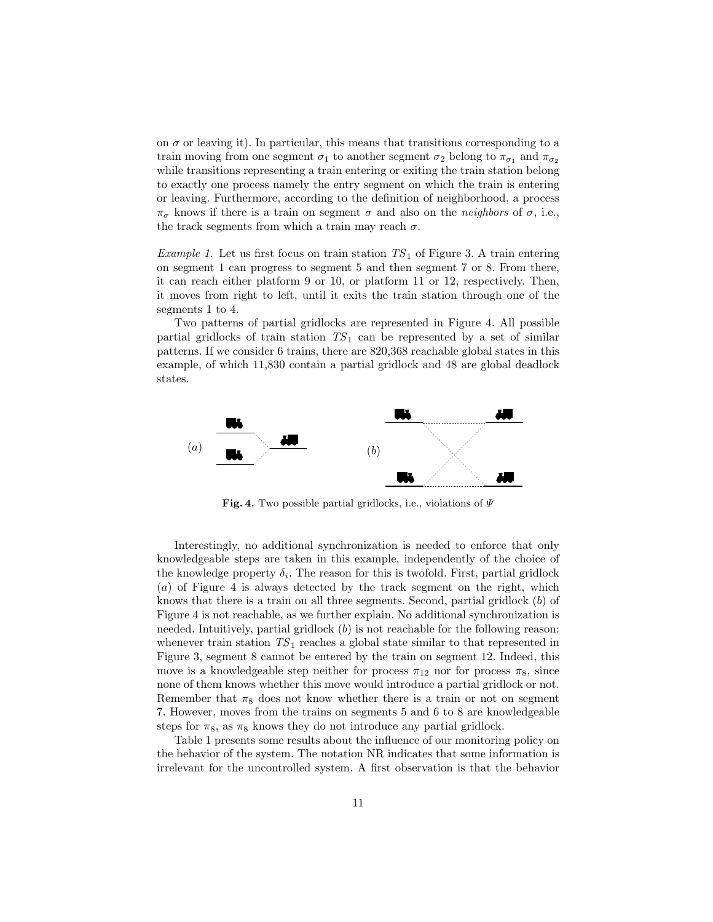on $\sigma$ or leaving it). In particular, this means that transitions corresponding to a train moving from one segment $\sigma_1$ to another segment $\sigma_2$ belong to $\pi_{\sigma_1}$ and $\pi_{\sigma_2}$ while transitions representing a train entering or exiting the train station belong to exactly one process namely the entry segment on which the train is entering or leaving. Furthermore, according to the definition of neighborhood, a process $\pi_\sigma$ knows if there is a train on segment $\sigma$ and also on the *neighbors* of $\sigma$, i.e., the track segments from which a train may reach $\sigma$.

*Example 1.* Let us first focus on train station $TS_1$ of Figure 3. A train entering on segment 1 can progress to segment 5 and then segment 7 or 8. From there, it can reach either platform 9 or 10, or platform 11 or 12, respectively. Then, it moves from right to left, until it exits the train station through one of the segments 1 to 4.

Two patterns of partial gridlocks are represented in Figure 4. All possible partial gridlocks of train station $TS_1$ can be represented by a set of similar patterns. If we consider 6 trains, there are 820,368 reachable global states in this example, of which 11,830 contain a partial gridlock and 48 are global deadlock states.

**Fig. 4.** Two possible partial gridlocks, i.e., violations of $\Psi$

Interestingly, no additional synchronization is needed to enforce that only knowledgeable steps are taken in this example, independently of the choice of the knowledge property $\delta_i$. The reason for this is twofold. First, partial gridlock $(a)$ of Figure 4 is always detected by the track segment on the right, which knows that there is a train on all three segments. Second, partial gridlock $(b)$ of Figure 4 is not reachable, as we further explain. No additional synchronization is needed. Intuitively, partial gridlock $(b)$ is not reachable for the following reason: whenever train station $TS_1$ reaches a global state similar to that represented in Figure 3, segment 8 cannot be entered by the train on segment 12. Indeed, this move is a knowledgeable step neither for process $\pi_{12}$ nor for process $\pi_8$, since none of them knows whether this move would introduce a partial gridlock or not. Remember that $\pi_8$ does not know whether there is a train or not on segment 7. However, moves from the trains on segments 5 and 6 to 8 are knowledgeable steps for $\pi_8$, as $\pi_8$ knows they do not introduce any partial gridlock.

Table 1 presents some results about the influence of our monitoring policy on the behavior of the system. The notation NR indicates that some information is irrelevant for the uncontrolled system. A first observation is that the behavior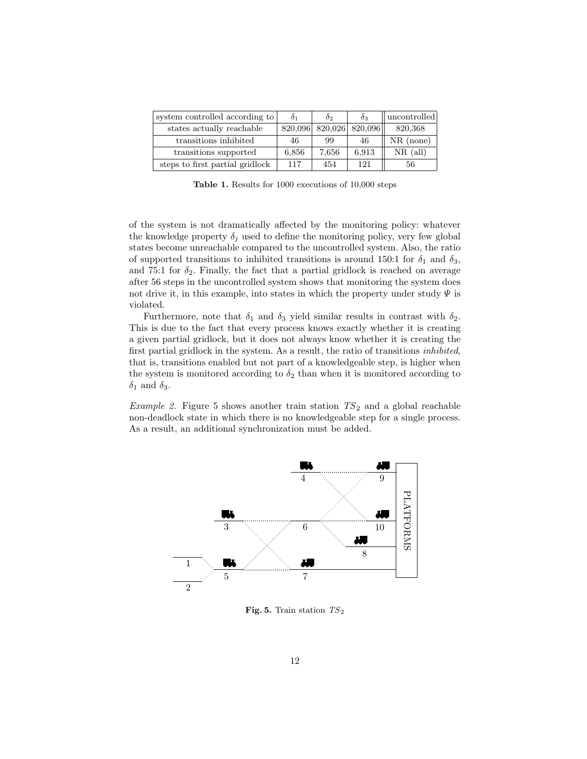| system controlled according to | $\delta_1$ | $\delta_2$ | $\delta_3$ | uncontrolled |
|---|---|---|---|---|
| states actually reachable | 820,096 | 820,026 | 820,096 | 820,368 |
| transitions inhibited | 46 | 99 | 46 | NR (none) |
| transitions supported | 6,856 | 7,656 | 6,913 | NR (all) |
| steps to first partial gridlock | 117 | 454 | 121 | 56 |

**Table 1.** Results for 1000 executions of 10,000 steps

of the system is not dramatically affected by the monitoring policy: whatever the knowledge property $\delta_j$ used to define the monitoring policy, very few global states become unreachable compared to the uncontrolled system. Also, the ratio of supported transitions to inhibited transitions is around 150:1 for $\delta_1$ and $\delta_3$, and 75:1 for $\delta_2$. Finally, the fact that a partial gridlock is reached on average after 56 steps in the uncontrolled system shows that monitoring the system does not drive it, in this example, into states in which the property under study $\Psi$ is violated.

Furthermore, note that $\delta_1$ and $\delta_3$ yield similar results in contrast with $\delta_2$. This is due to the fact that every process knows exactly whether it is creating a given partial gridlock, but it does not always know whether it is creating the first partial gridlock in the system. As a result, the ratio of transitions *inhibited*, that is, transitions enabled but not part of a knowledgeable step, is higher when the system is monitored according to $\delta_2$ than when it is monitored according to $\delta_1$ and $\delta_3$.

*Example 2.* Figure 5 shows another train station $TS_2$ and a global reachable non-deadlock state in which there is no knowledgeable step for a single process. As a result, an additional synchronization must be added.

**Fig. 5.** Train station $TS_2$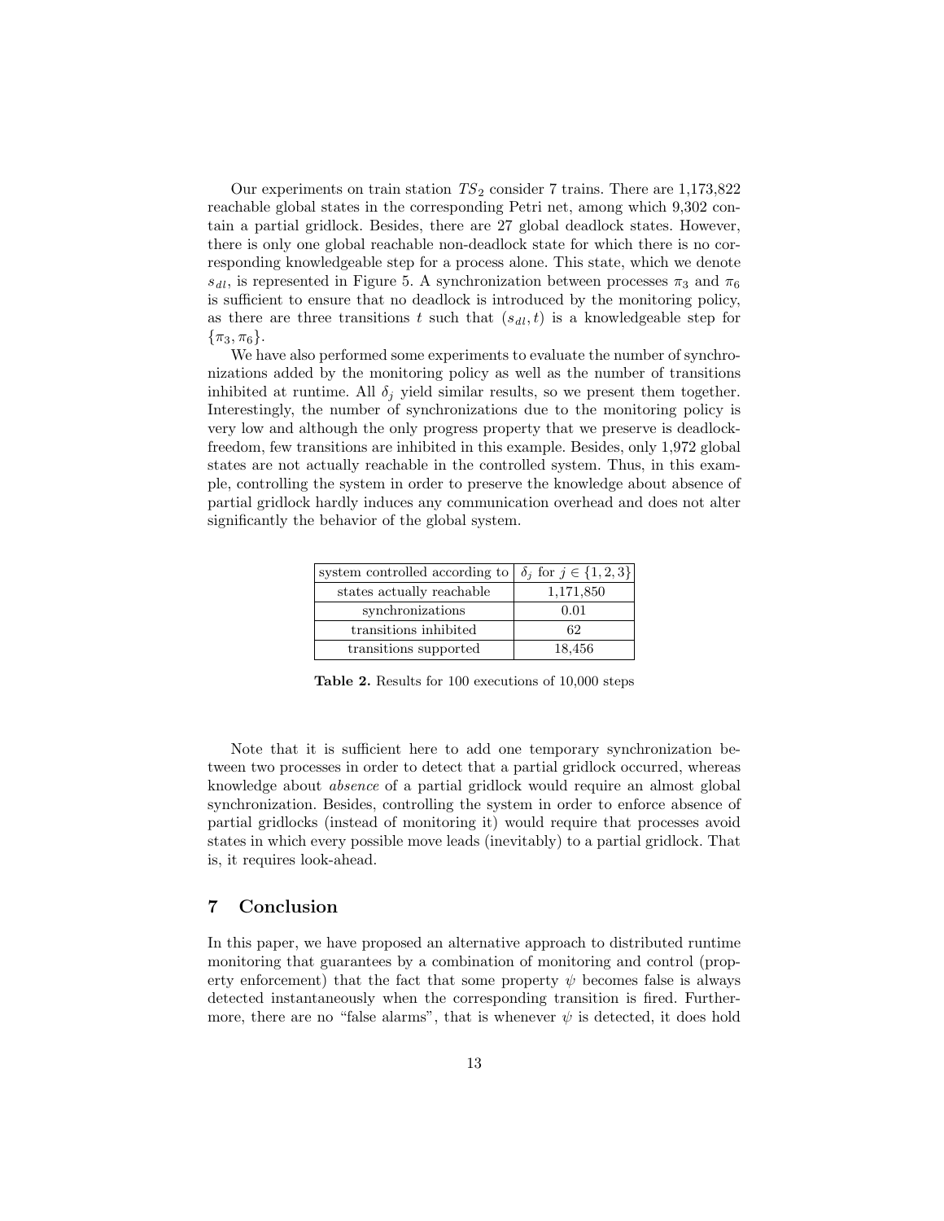Our experiments on train station $TS_2$ consider 7 trains. There are 1,173,822 reachable global states in the corresponding Petri net, among which 9,302 contain a partial gridlock. Besides, there are 27 global deadlock states. However, there is only one global reachable non-deadlock state for which there is no corresponding knowledgeable step for a process alone. This state, which we denote $s_{dl}$, is represented in Figure 5. A synchronization between processes $\pi_3$ and $\pi_6$ is sufficient to ensure that no deadlock is introduced by the monitoring policy, as there are three transitions $t$ such that $(s_{dl}, t)$ is a knowledgeable step for $\{\pi_3, \pi_6\}$.

We have also performed some experiments to evaluate the number of synchronizations added by the monitoring policy as well as the number of transitions inhibited at runtime. All $\delta_j$ yield similar results, so we present them together. Interestingly, the number of synchronizations due to the monitoring policy is very low and although the only progress property that we preserve is deadlock-freedom, few transitions are inhibited in this example. Besides, only 1,972 global states are not actually reachable in the controlled system. Thus, in this example, controlling the system in order to preserve the knowledge about absence of partial gridlock hardly induces any communication overhead and does not alter significantly the behavior of the global system.

| system controlled according to | $\delta_j$ for $j \in \{1, 2, 3\}$ |
|---|---|
| states actually reachable | 1,171,850 |
| synchronizations | 0.01 |
| transitions inhibited | 62 |
| transitions supported | 18,456 |

**Table 2.** Results for 100 executions of 10,000 steps

Note that it is sufficient here to add one temporary synchronization between two processes in order to detect that a partial gridlock occurred, whereas knowledge about *absence* of a partial gridlock would require an almost global synchronization. Besides, controlling the system in order to enforce absence of partial gridlocks (instead of monitoring it) would require that processes avoid states in which every possible move leads (inevitably) to a partial gridlock. That is, it requires look-ahead.

## 7 Conclusion

In this paper, we have proposed an alternative approach to distributed runtime monitoring that guarantees by a combination of monitoring and control (property enforcement) that the fact that some property $\psi$ becomes false is always detected instantaneously when the corresponding transition is fired. Furthermore, there are no "false alarms", that is whenever $\psi$ is detected, it does hold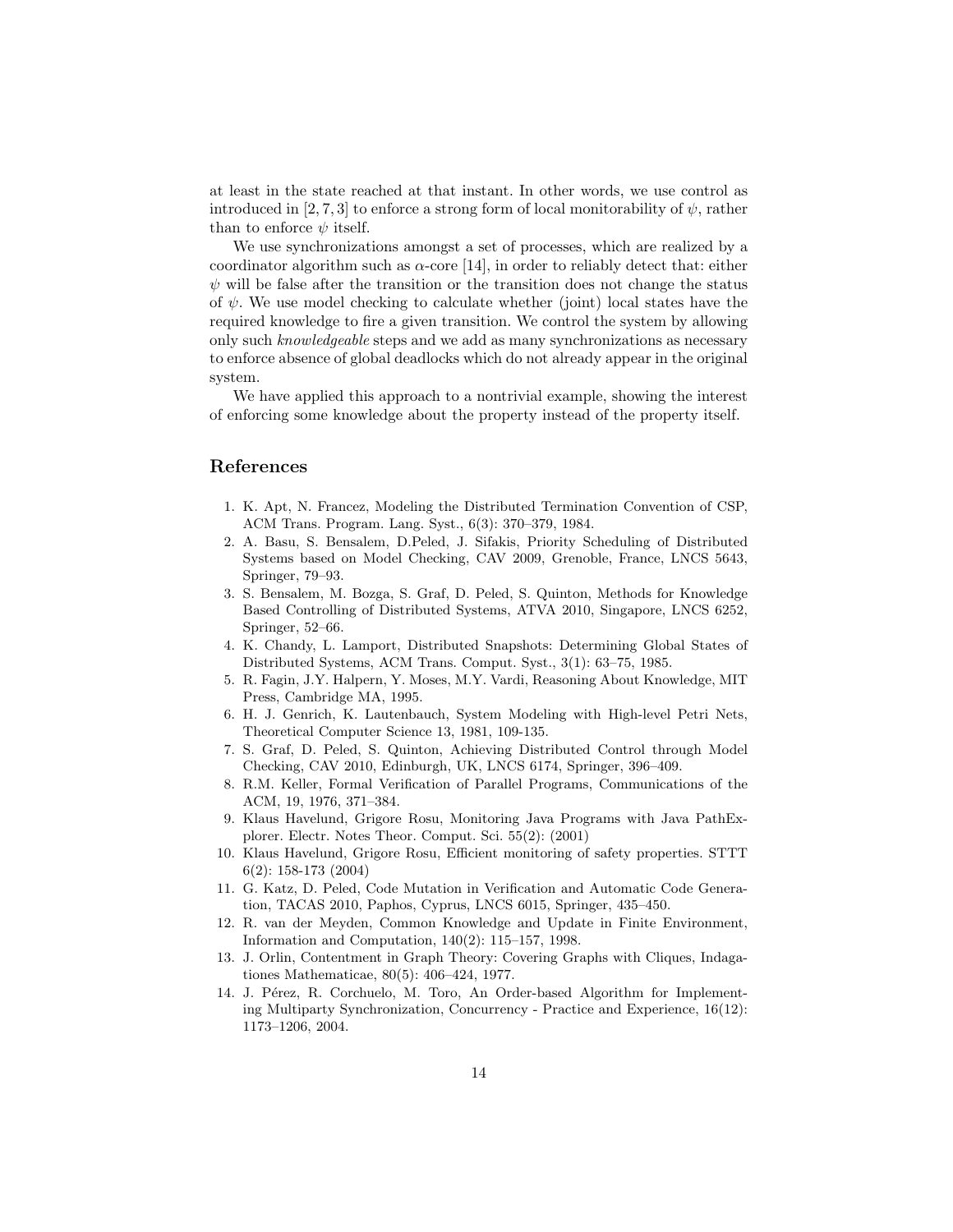at least in the state reached at that instant. In other words, we use control as introduced in [2, 7, 3] to enforce a strong form of local monitorability of $\psi$, rather than to enforce $\psi$ itself.

We use synchronizations amongst a set of processes, which are realized by a coordinator algorithm such as $\alpha$-core [14], in order to reliably detect that: either $\psi$ will be false after the transition or the transition does not change the status of $\psi$. We use model checking to calculate whether (joint) local states have the required knowledge to fire a given transition. We control the system by allowing only such *knowledgeable* steps and we add as many synchronizations as necessary to enforce absence of global deadlocks which do not already appear in the original system.

We have applied this approach to a nontrivial example, showing the interest of enforcing some knowledge about the property instead of the property itself.

## References

1. K. Apt, N. Francez, Modeling the Distributed Termination Convention of CSP, ACM Trans. Program. Lang. Syst., 6(3): 370–379, 1984.
2. A. Basu, S. Bensalem, D.Peled, J. Sifakis, Priority Scheduling of Distributed Systems based on Model Checking, CAV 2009, Grenoble, France, LNCS 5643, Springer, 79–93.
3. S. Bensalem, M. Bozga, S. Graf, D. Peled, S. Quinton, Methods for Knowledge Based Controlling of Distributed Systems, ATVA 2010, Singapore, LNCS 6252, Springer, 52–66.
4. K. Chandy, L. Lamport, Distributed Snapshots: Determining Global States of Distributed Systems, ACM Trans. Comput. Syst., 3(1): 63–75, 1985.
5. R. Fagin, J.Y. Halpern, Y. Moses, M.Y. Vardi, Reasoning About Knowledge, MIT Press, Cambridge MA, 1995.
6. H. J. Genrich, K. Lautenbauch, System Modeling with High-level Petri Nets, Theoretical Computer Science 13, 1981, 109-135.
7. S. Graf, D. Peled, S. Quinton, Achieving Distributed Control through Model Checking, CAV 2010, Edinburgh, UK, LNCS 6174, Springer, 396–409.
8. R.M. Keller, Formal Verification of Parallel Programs, Communications of the ACM, 19, 1976, 371–384.
9. Klaus Havelund, Grigore Rosu, Monitoring Java Programs with Java PathExplorer. Electr. Notes Theor. Comput. Sci. 55(2): (2001)
10. Klaus Havelund, Grigore Rosu, Efficient monitoring of safety properties. STTT 6(2): 158-173 (2004)
11. G. Katz, D. Peled, Code Mutation in Verification and Automatic Code Generation, TACAS 2010, Paphos, Cyprus, LNCS 6015, Springer, 435–450.
12. R. van der Meyden, Common Knowledge and Update in Finite Environment, Information and Computation, 140(2): 115–157, 1998.
13. J. Orlin, Contentment in Graph Theory: Covering Graphs with Cliques, Indagationes Mathematicae, 80(5): 406–424, 1977.
14. J. Pérez, R. Corchuelo, M. Toro, An Order-based Algorithm for Implementing Multiparty Synchronization, Concurrency - Practice and Experience, 16(12): 1173–1206, 2004.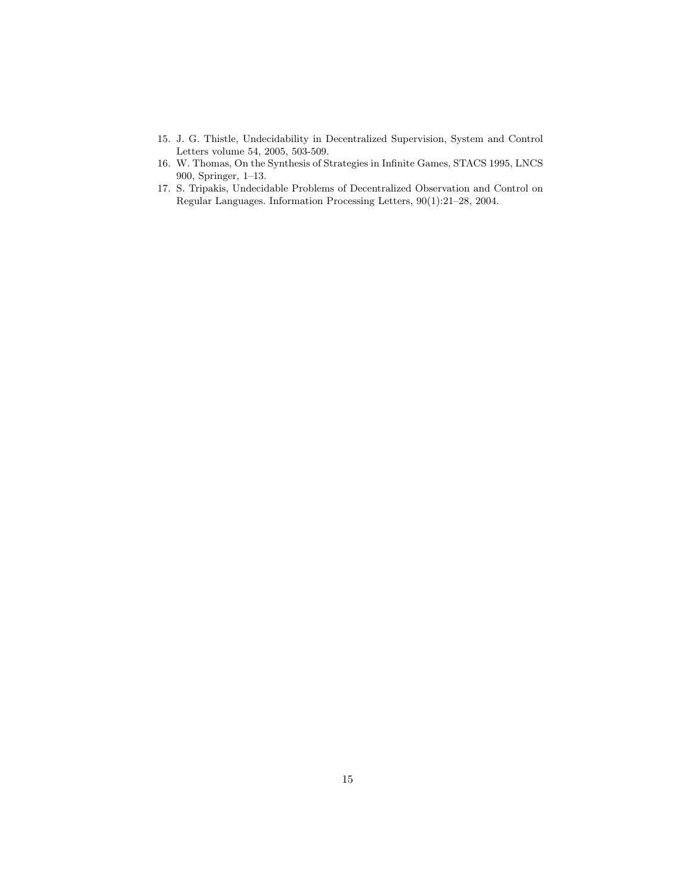15. J. G. Thistle, Undecidability in Decentralized Supervision, System and Control Letters volume 54, 2005, 503-509.
16. W. Thomas, On the Synthesis of Strategies in Infinite Games, STACS 1995, LNCS 900, Springer, 1–13.
17. S. Tripakis, Undecidable Problems of Decentralized Observation and Control on Regular Languages. Information Processing Letters, 90(1):21–28, 2004.